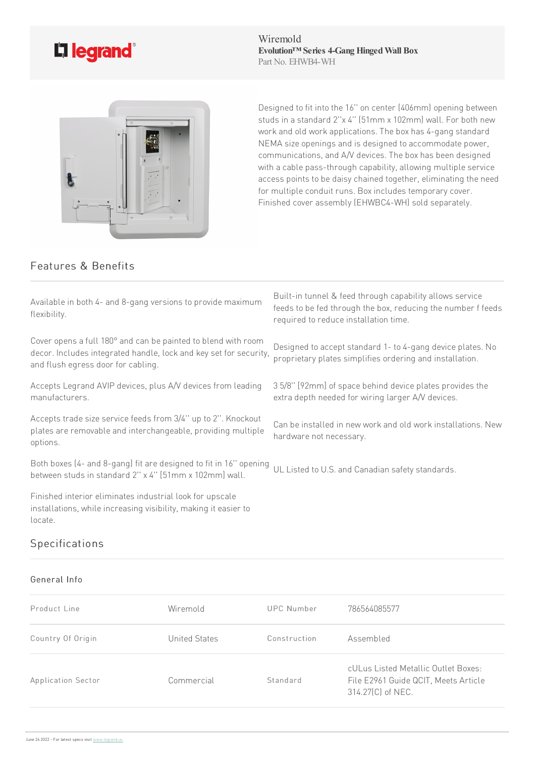Wiremold
**Evolution™ Series 4-Gang Hinged Wall Box**
Part No. EHWB4-WH

Designed to fit into the 16" on center (406mm) opening between studs in a standard 2"x 4" (51mm x 102mm) wall. For both new work and old work applications. The box has 4-gang standard NEMA size openings and is designed to accommodate power, communications, and A/V devices. The box has been designed with a cable pass-through capability, allowing multiple service access points to be daisy chained together, eliminating the need for multiple conduit runs. Box includes temporary cover. Finished cover assembly (EHWBC4-WH) sold separately.

## Features & Benefits

- Available in both 4- and 8-gang versions to provide maximum flexibility.
- Cover opens a full 180° and can be painted to blend with room decor. Includes integrated handle, lock and key set for security, and flush egress door for cabling.
- Accepts Legrand AVIP devices, plus A/V devices from leading manufacturers.
- Accepts trade size service feeds from 3/4" up to 2". Knockout plates are removable and interchangeable, providing multiple options.
- Both boxes (4- and 8-gang) fit are designed to fit in 16" opening between studs in standard 2" x 4" (51mm x 102mm) wall.
- Finished interior eliminates industrial look for upscale installations, while increasing visibility, making it easier to locate.
- Built-in tunnel & feed through capability allows service feeds to be fed through the box, reducing the number f feeds required to reduce installation time.
- Designed to accept standard 1- to 4-gang device plates. No proprietary plates simplifies ordering and installation.
- 3 5/8" (92mm) of space behind device plates provides the extra depth needed for wiring larger A/V devices.
- Can be installed in new work and old work installations. New hardware not necessary.
- UL Listed to U.S. and Canadian safety standards.

## Specifications

### General Info

| | | | |
|---|---|---|---|
| Product Line | Wiremold | UPC Number | 786564085577 |
| Country Of Origin | United States | Construction | Assembled |
| Application Sector | Commercial | Standard | cULus Listed Metallic Outlet Boxes: File E2961 Guide QCIT, Meets Article 314.27(C) of NEC. |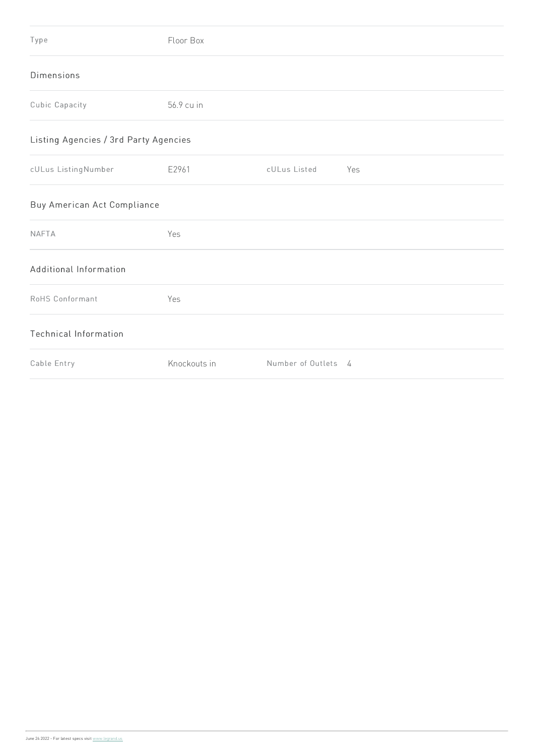| | | | |
|---|---|---|---|
| Type | Floor Box | | |

## Dimensions

| | | | |
|---|---|---|---|
| Cubic Capacity | 56.9 cu in | | |

## Listing Agencies / 3rd Party Agencies

| | | | |
|---|---|---|---|
| cULus ListingNumber | E2961 | cULus Listed | Yes |

## Buy American Act Compliance

| | | | |
|---|---|---|---|
| NAFTA | Yes | | |

## Additional Information

| | | | |
|---|---|---|---|
| RoHS Conformant | Yes | | |

## Technical Information

| | | | |
|---|---|---|---|
| Cable Entry | Knockouts in | Number of Outlets | 4 |

June 24 2022 - For latest specs visit www.legrand.us